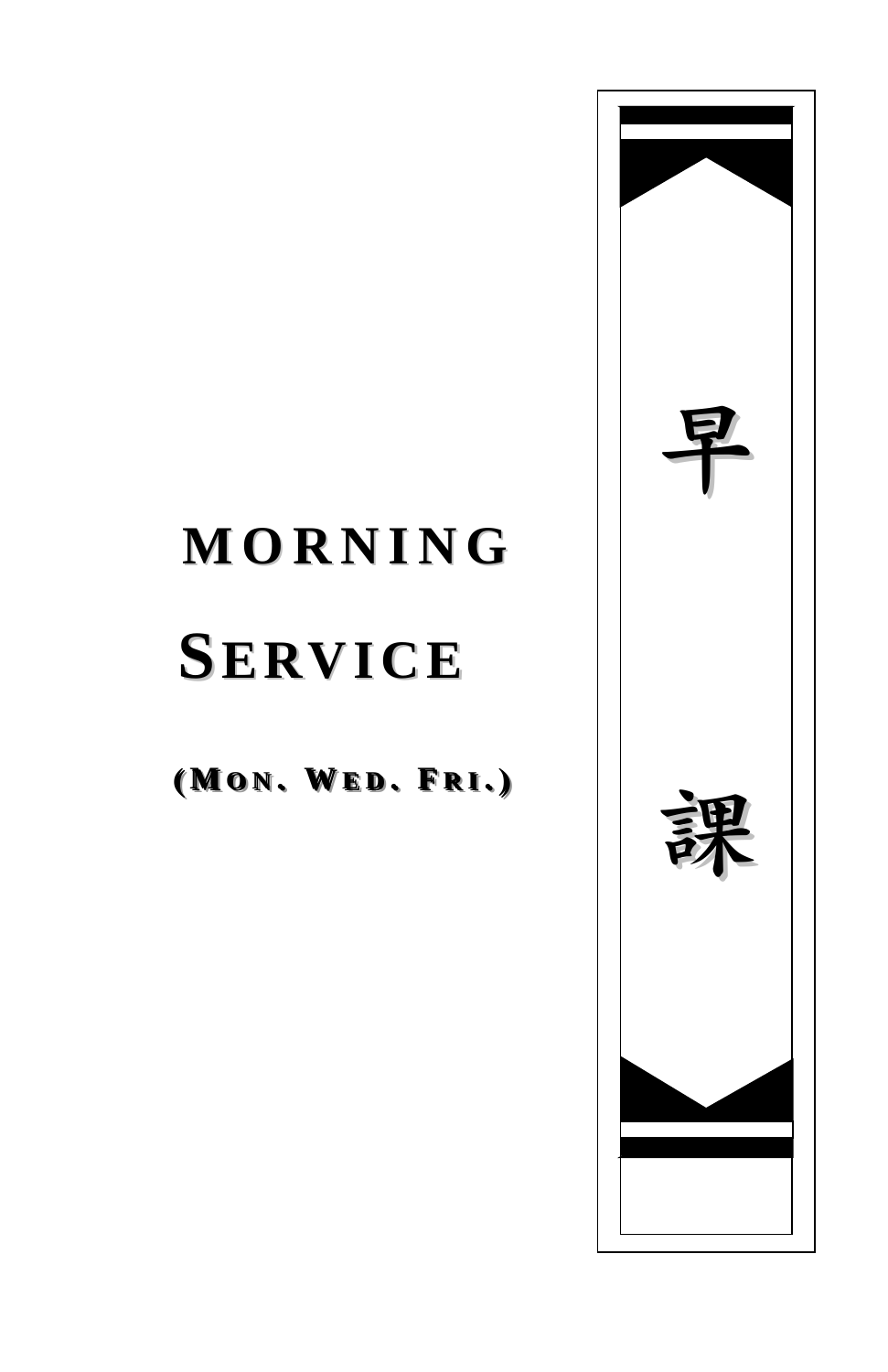# MORNING SERVICE

(MON、WED、FRI.)

早課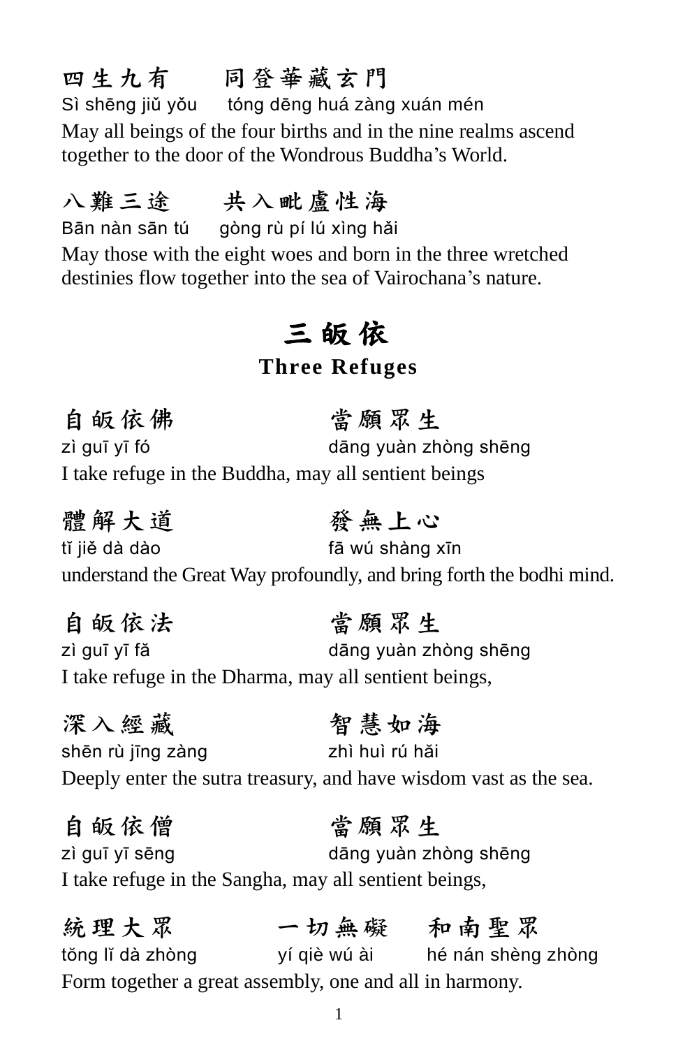四生九有　　同登華藏玄門

Sì shēng jiǔ yǒu　　tóng dēng huá zàng xuán mén

May all beings of the four births and in the nine realms ascend together to the door of the Wondrous Buddha's World.

八難三途　　共入毗盧性海

Bān nàn sān tú　　gòng rù pí lú xìng hǎi

May those with the eight woes and born in the three wretched destinies flow together into the sea of Vairochana's nature.

## 三皈依

### Three Refuges

自皈依佛　　當願眾生

zì guī yī fó　　dāng yuàn zhòng shēng

I take refuge in the Buddha, may all sentient beings

體解大道　　發無上心

tǐ jiě dà dào　　fā wú shàng xīn

understand the Great Way profoundly, and bring forth the bodhi mind.

自皈依法　　當願眾生

zì guī yī fǎ　　dāng yuàn zhòng shēng

I take refuge in the Dharma, may all sentient beings,

深入經藏　　智慧如海

shēn rù jīng zàng　　zhì huì rú hǎi

Deeply enter the sutra treasury, and have wisdom vast as the sea.

自皈依僧　　當願眾生

zì guī yī sēng　　dāng yuàn zhòng shēng

I take refuge in the Sangha, may all sentient beings,

統理大眾　　一切無礙　　和南聖眾

tǒng lǐ dà zhòng　　yí qiè wú ài　　hé nán shèng zhòng

Form together a great assembly, one and all in harmony.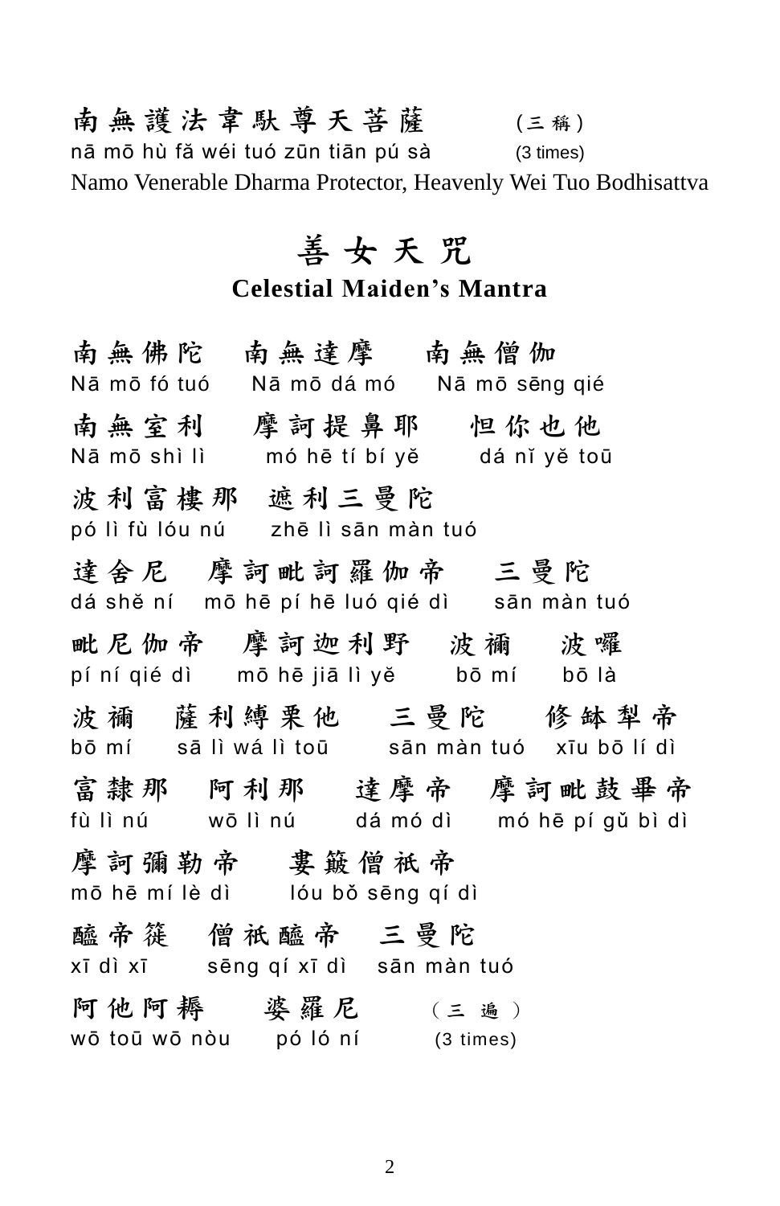南無護法韋馱尊天菩薩　　(三稱)
nā mō hù fă wéi tuó zūn tiān pú sà　　(3 times)
Namo Venerable Dharma Protector, Heavenly Wei Tuo Bodhisattva

## 善女天咒

### Celestial Maiden's Mantra

南無佛陀　南無達摩　南無僧伽
Nā mō fó tuó　Nā mō dá mó　Nā mō sēng qié

南無室利　摩訶提鼻耶　怛你也他
Nā mō shì lì　mó hē tí bí yě　dá nĭ yě toū

波利富樓那　遮利三曼陀
pó lì fù lóu nú　zhē lì sān màn tuó

達舍尼　摩訶毗訶羅伽帝　三曼陀
dá shě ní　mō hē pí hē luó qié dì　sān màn tuó

毗尼伽帝　摩訶迦利野　波禰　波囉
pí ní qié dì　mō hē jiā lì yě　bō mí　bō là

波禰　薩利縛栗他　三曼陀　修缽梨帝
bō mí　sā lì wá lì toū　sān màn tuó　xīu bō lí dì

富隸那　阿利那　達摩帝　摩訶毗鼓畢帝
fù lì nú　wō lì nú　dá mó dì　mó hē pí gǔ bì dì

摩訶彌勒帝　婁簸僧衹帝
mō hē mí lè dì　lóu bŏ sēng qí dì

醯帝簁　僧衹醯帝　三曼陀
xī dì xī　sēng qí xī dì　sān màn tuó

阿他阿耨　婆羅尼　（三遍）
wō toū wō nòu　pó ló ní　(3 times)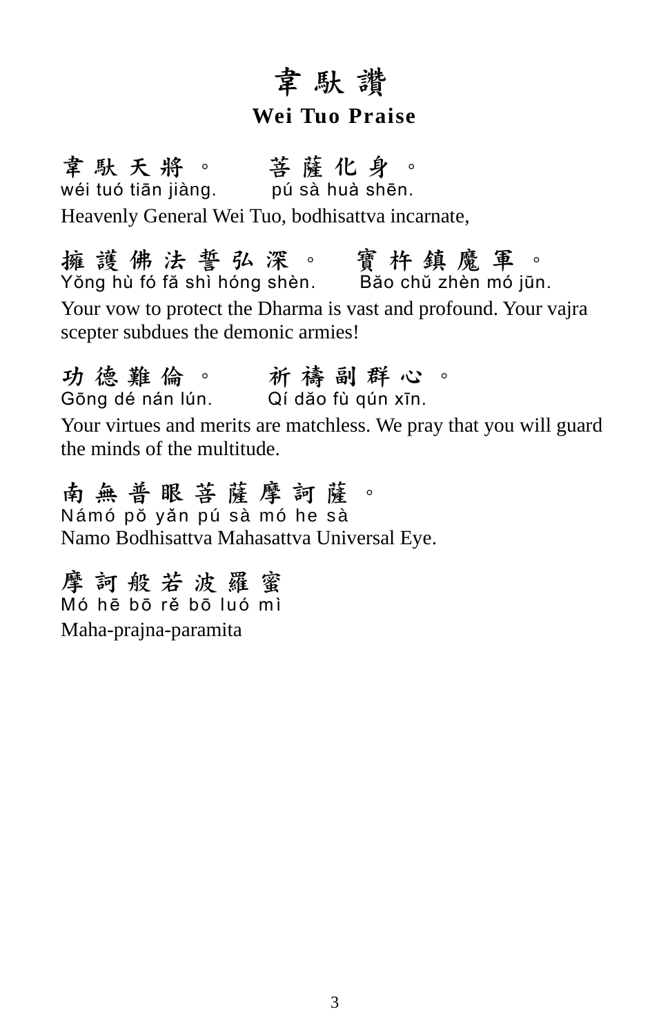# 韋 馱 讚

## Wei Tuo Praise

韋 馱 天 將 。　　菩 薩 化 身 。
wéi tuó tiān jiàng.　　pú sà huà shēn.
Heavenly General Wei Tuo, bodhisattva incarnate,

擁 護 佛 法 誓 弘 深 。　寶 杵 鎮 魔 軍 。
Yŏng hù fó fă shì hóng shèn.　　Băo chŭ zhèn mó jūn.
Your vow to protect the Dharma is vast and profound. Your vajra scepter subdues the demonic armies!

功 德 難 倫 。　　祈 禱 副 群 心 。
Gōng dé nán lún.　　Qí dăo fù qún xīn.
Your virtues and merits are matchless. We pray that you will guard the minds of the multitude.

南 無 普 眼 菩 薩 摩 訶 薩 。
Námó pŏ yăn pú sà mó he sà
Namo Bodhisattva Mahasattva Universal Eye.

摩 訶 般 若 波 羅 蜜
Mó hē bō rě bō luó mì
Maha-prajna-paramita